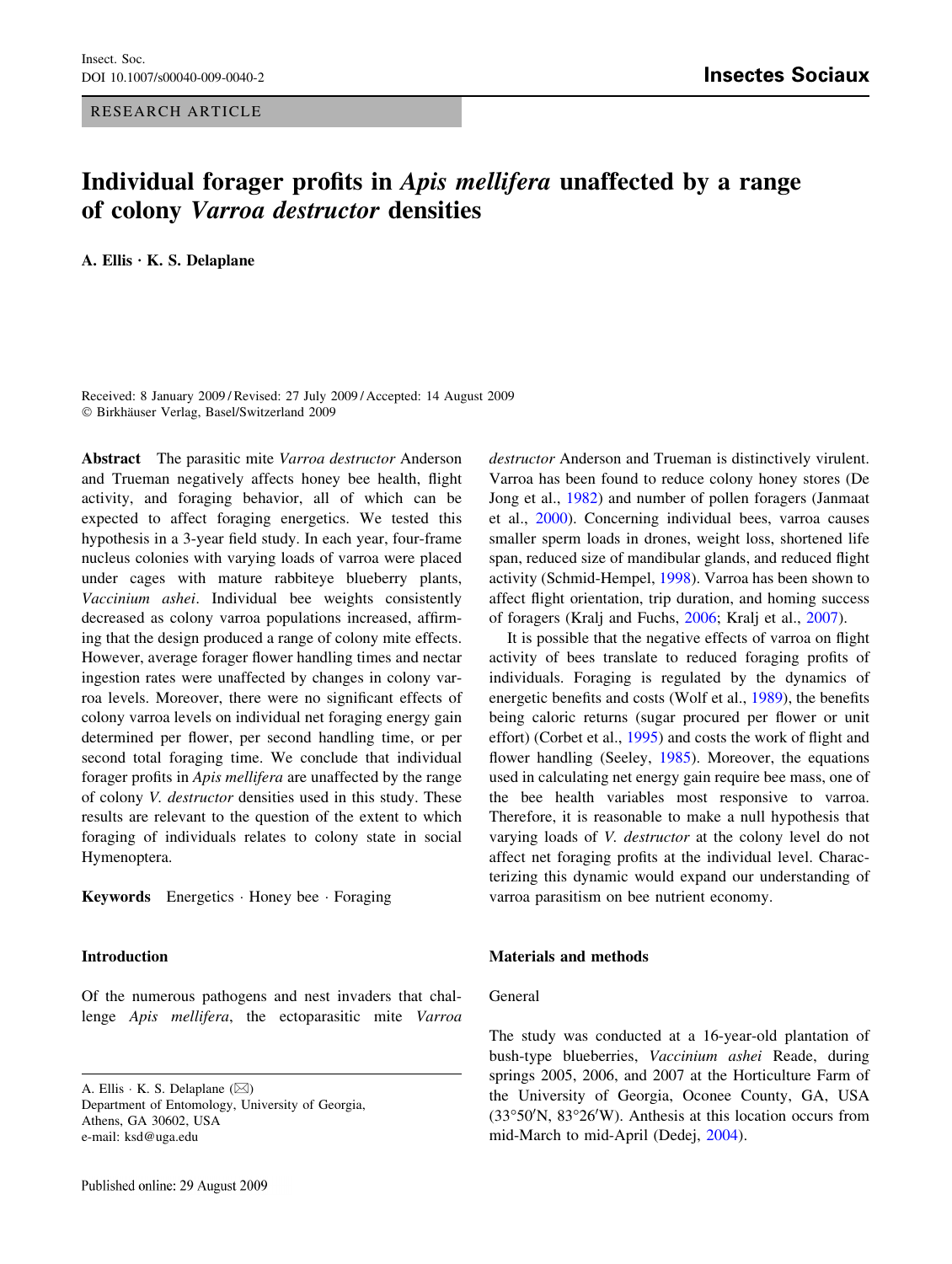RESEARCH ARTICLE

# Individual forager profits in *Apis mellifera* unaffected by a range of colony *Varroa destructor* densities

**A. Ellis · K. S. Delaplane**

Received: 8 January 2009 / Revised: 27 July 2009 / Accepted: 14 August 2009
© Birkhäuser Verlag, Basel/Switzerland 2009

**Abstract** The parasitic mite *Varroa destructor* Anderson and Trueman negatively affects honey bee health, flight activity, and foraging behavior, all of which can be expected to affect foraging energetics. We tested this hypothesis in a 3-year field study. In each year, four-frame nucleus colonies with varying loads of varroa were placed under cages with mature rabbiteye blueberry plants, *Vaccinium ashei*. Individual bee weights consistently decreased as colony varroa populations increased, affirming that the design produced a range of colony mite effects. However, average forager flower handling times and nectar ingestion rates were unaffected by changes in colony varroa levels. Moreover, there were no significant effects of colony varroa levels on individual net foraging energy gain determined per flower, per second handling time, or per second total foraging time. We conclude that individual forager profits in *Apis mellifera* are unaffected by the range of colony *V. destructor* densities used in this study. These results are relevant to the question of the extent to which foraging of individuals relates to colony state in social Hymenoptera.

**Keywords** Energetics · Honey bee · Foraging

## Introduction

Of the numerous pathogens and nest invaders that challenge *Apis mellifera*, the ectoparasitic mite *Varroa destructor* Anderson and Trueman is distinctively virulent. Varroa has been found to reduce colony honey stores (De Jong et al., 1982) and number of pollen foragers (Janmaat et al., 2000). Concerning individual bees, varroa causes smaller sperm loads in drones, weight loss, shortened life span, reduced size of mandibular glands, and reduced flight activity (Schmid-Hempel, 1998). Varroa has been shown to affect flight orientation, trip duration, and homing success of foragers (Kralj and Fuchs, 2006; Kralj et al., 2007).

It is possible that the negative effects of varroa on flight activity of bees translate to reduced foraging profits of individuals. Foraging is regulated by the dynamics of energetic benefits and costs (Wolf et al., 1989), the benefits being caloric returns (sugar procured per flower or unit effort) (Corbet et al., 1995) and costs the work of flight and flower handling (Seeley, 1985). Moreover, the equations used in calculating net energy gain require bee mass, one of the bee health variables most responsive to varroa. Therefore, it is reasonable to make a null hypothesis that varying loads of *V. destructor* at the colony level do not affect net foraging profits at the individual level. Characterizing this dynamic would expand our understanding of varroa parasitism on bee nutrient economy.

## Materials and methods

### General

The study was conducted at a 16-year-old plantation of bush-type blueberries, *Vaccinium ashei* Reade, during springs 2005, 2006, and 2007 at the Horticulture Farm of the University of Georgia, Oconee County, GA, USA (33°50′N, 83°26′W). Anthesis at this location occurs from mid-March to mid-April (Dedej, 2004).

A. Ellis · K. S. Delaplane (✉)
Department of Entomology, University of Georgia,
Athens, GA 30602, USA
e-mail: ksd@uga.edu

Published online: 29 August 2009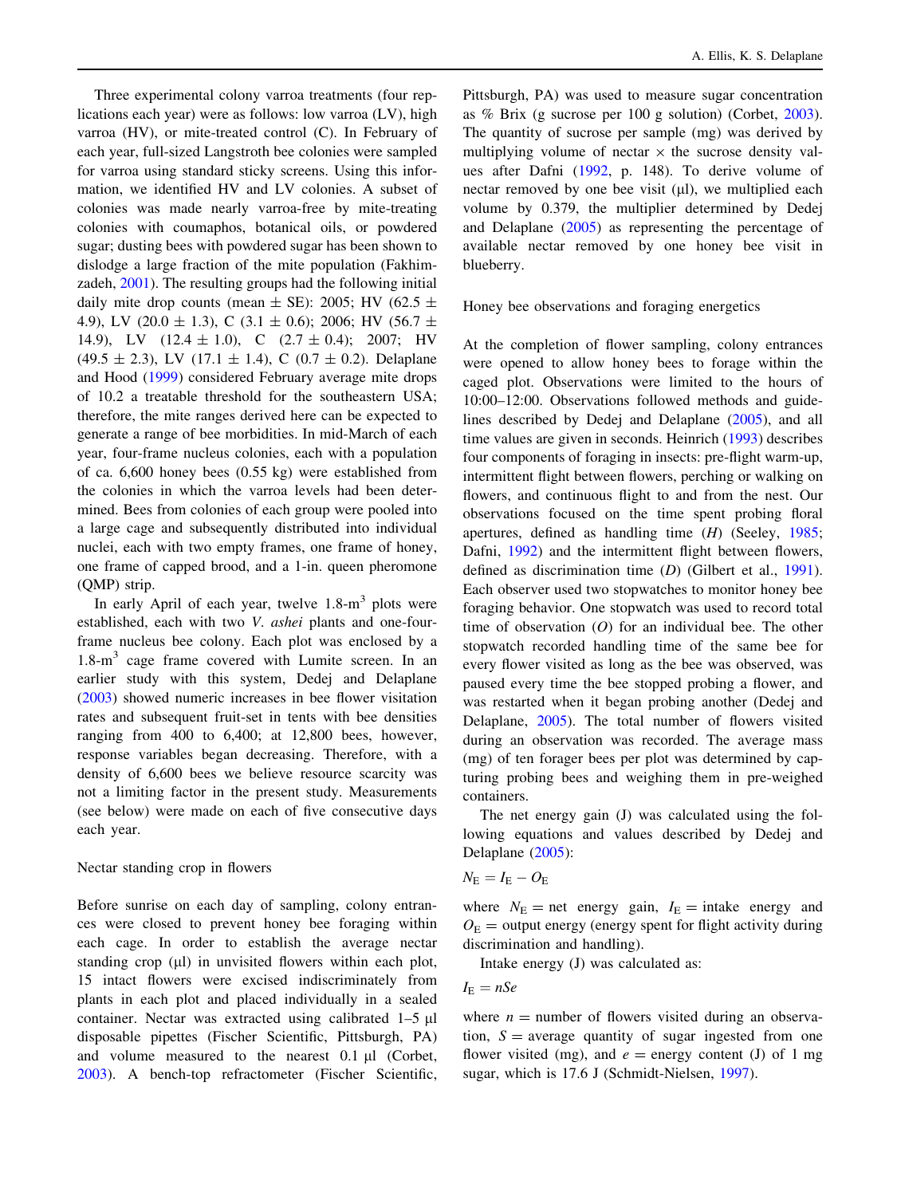Three experimental colony varroa treatments (four replications each year) were as follows: low varroa (LV), high varroa (HV), or mite-treated control (C). In February of each year, full-sized Langstroth bee colonies were sampled for varroa using standard sticky screens. Using this information, we identified HV and LV colonies. A subset of colonies was made nearly varroa-free by mite-treating colonies with coumaphos, botanical oils, or powdered sugar; dusting bees with powdered sugar has been shown to dislodge a large fraction of the mite population (Fakhimzadeh, 2001). The resulting groups had the following initial daily mite drop counts (mean ± SE): 2005; HV (62.5 ± 4.9), LV (20.0 ± 1.3), C (3.1 ± 0.6); 2006; HV (56.7 ± 14.9), LV (12.4 ± 1.0), C (2.7 ± 0.4); 2007; HV (49.5 ± 2.3), LV (17.1 ± 1.4), C (0.7 ± 0.2). Delaplane and Hood (1999) considered February average mite drops of 10.2 a treatable threshold for the southeastern USA; therefore, the mite ranges derived here can be expected to generate a range of bee morbidities. In mid-March of each year, four-frame nucleus colonies, each with a population of ca. 6,600 honey bees (0.55 kg) were established from the colonies in which the varroa levels had been determined. Bees from colonies of each group were pooled into a large cage and subsequently distributed into individual nuclei, each with two empty frames, one frame of honey, one frame of capped brood, and a 1-in. queen pheromone (QMP) strip.

In early April of each year, twelve 1.8-m$^3$ plots were established, each with two *V. ashei* plants and one-four-frame nucleus bee colony. Each plot was enclosed by a 1.8-m$^3$ cage frame covered with Lumite screen. In an earlier study with this system, Dedej and Delaplane (2003) showed numeric increases in bee flower visitation rates and subsequent fruit-set in tents with bee densities ranging from 400 to 6,400; at 12,800 bees, however, response variables began decreasing. Therefore, with a density of 6,600 bees we believe resource scarcity was not a limiting factor in the present study. Measurements (see below) were made on each of five consecutive days each year.

### Nectar standing crop in flowers

Before sunrise on each day of sampling, colony entrances were closed to prevent honey bee foraging within each cage. In order to establish the average nectar standing crop (μl) in unvisited flowers within each plot, 15 intact flowers were excised indiscriminately from plants in each plot and placed individually in a sealed container. Nectar was extracted using calibrated 1–5 μl disposable pipettes (Fischer Scientific, Pittsburgh, PA) and volume measured to the nearest 0.1 μl (Corbet, 2003). A bench-top refractometer (Fischer Scientific, Pittsburgh, PA) was used to measure sugar concentration as % Brix (g sucrose per 100 g solution) (Corbet, 2003). The quantity of sucrose per sample (mg) was derived by multiplying volume of nectar × the sucrose density values after Dafni (1992, p. 148). To derive volume of nectar removed by one bee visit (μl), we multiplied each volume by 0.379, the multiplier determined by Dedej and Delaplane (2005) as representing the percentage of available nectar removed by one honey bee visit in blueberry.

### Honey bee observations and foraging energetics

At the completion of flower sampling, colony entrances were opened to allow honey bees to forage within the caged plot. Observations were limited to the hours of 10:00–12:00. Observations followed methods and guidelines described by Dedej and Delaplane (2005), and all time values are given in seconds. Heinrich (1993) describes four components of foraging in insects: pre-flight warm-up, intermittent flight between flowers, perching or walking on flowers, and continuous flight to and from the nest. Our observations focused on the time spent probing floral apertures, defined as handling time (*H*) (Seeley, 1985; Dafni, 1992) and the intermittent flight between flowers, defined as discrimination time (*D*) (Gilbert et al., 1991). Each observer used two stopwatches to monitor honey bee foraging behavior. One stopwatch was used to record total time of observation (*O*) for an individual bee. The other stopwatch recorded handling time of the same bee for every flower visited as long as the bee was observed, was paused every time the bee stopped probing a flower, and was restarted when it began probing another (Dedej and Delaplane, 2005). The total number of flowers visited during an observation was recorded. The average mass (mg) of ten forager bees per plot was determined by capturing probing bees and weighing them in pre-weighed containers.

The net energy gain (J) was calculated using the following equations and values described by Dedej and Delaplane (2005):

$$N_E = I_E - O_E$$

where $N_E$ = net energy gain, $I_E$ = intake energy and $O_E$ = output energy (energy spent for flight activity during discrimination and handling).

Intake energy (J) was calculated as:

$$I_E = nSe$$

where $n$ = number of flowers visited during an observation, $S$ = average quantity of sugar ingested from one flower visited (mg), and $e$ = energy content (J) of 1 mg sugar, which is 17.6 J (Schmidt-Nielsen, 1997).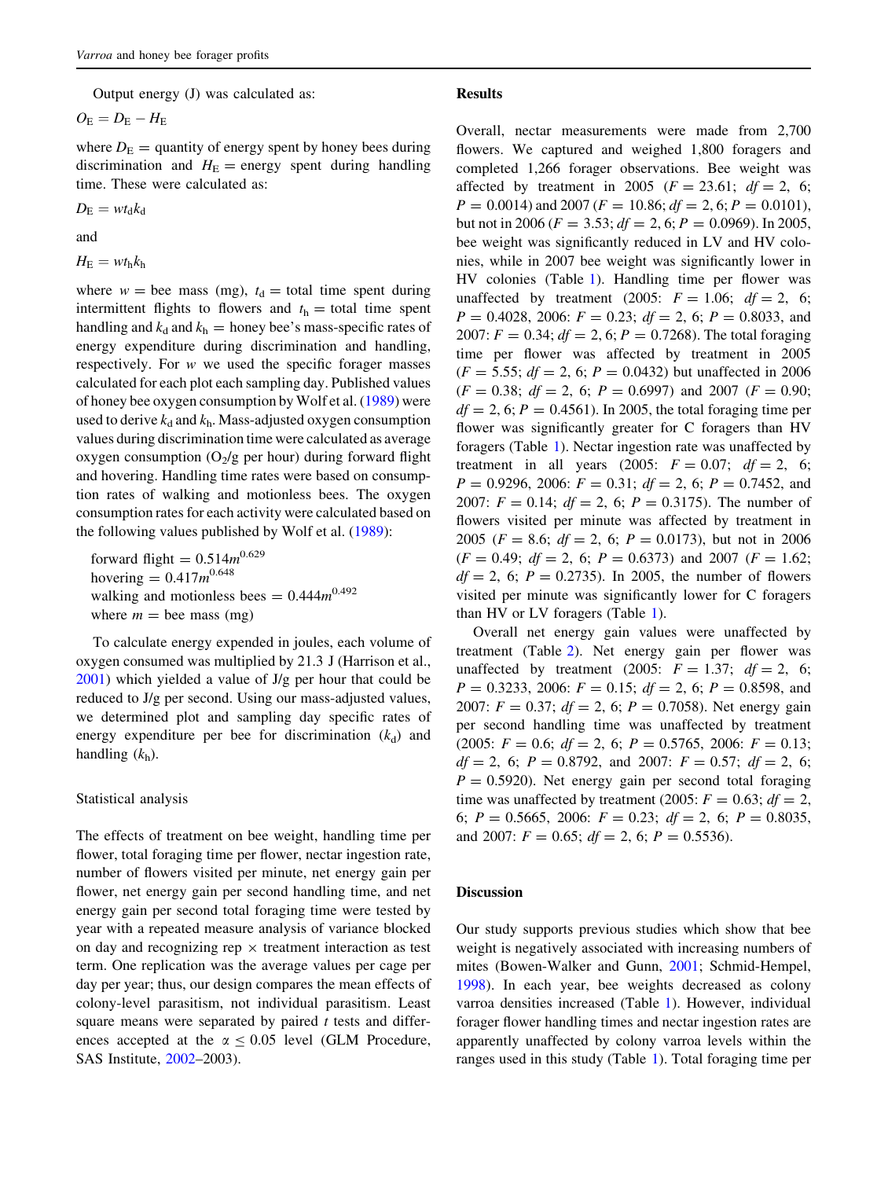Output energy (J) was calculated as:

$$O_E = D_E - H_E$$

where $D_E$ = quantity of energy spent by honey bees during discrimination and $H_E$ = energy spent during handling time. These were calculated as:

$$D_E = wt_dk_d$$

and

$$H_E = wt_hk_h$$

where $w$ = bee mass (mg), $t_d$ = total time spent during intermittent flights to flowers and $t_h$ = total time spent handling and $k_d$ and $k_h$ = honey bee's mass-specific rates of energy expenditure during discrimination and handling, respectively. For $w$ we used the specific forager masses calculated for each plot each sampling day. Published values of honey bee oxygen consumption by Wolf et al. (1989) were used to derive $k_d$ and $k_h$. Mass-adjusted oxygen consumption values during discrimination time were calculated as average oxygen consumption ($O_2$/g per hour) during forward flight and hovering. Handling time rates were based on consumption rates of walking and motionless bees. The oxygen consumption rates for each activity were calculated based on the following values published by Wolf et al. (1989):

forward flight = $0.514m^{0.629}$
hovering = $0.417m^{0.648}$
walking and motionless bees = $0.444m^{0.492}$
where $m$ = bee mass (mg)

To calculate energy expended in joules, each volume of oxygen consumed was multiplied by 21.3 J (Harrison et al., 2001) which yielded a value of J/g per hour that could be reduced to J/g per second. Using our mass-adjusted values, we determined plot and sampling day specific rates of energy expenditure per bee for discrimination ($k_d$) and handling ($k_h$).

### Statistical analysis

The effects of treatment on bee weight, handling time per flower, total foraging time per flower, nectar ingestion rate, number of flowers visited per minute, net energy gain per flower, net energy gain per second handling time, and net energy gain per second total foraging time were tested by year with a repeated measure analysis of variance blocked on day and recognizing rep × treatment interaction as test term. One replication was the average values per cage per day per year; thus, our design compares the mean effects of colony-level parasitism, not individual parasitism. Least square means were separated by paired $t$ tests and differences accepted at the $\alpha \leq 0.05$ level (GLM Procedure, SAS Institute, 2002–2003).

## Results

Overall, nectar measurements were made from 2,700 flowers. We captured and weighed 1,800 foragers and completed 1,266 forager observations. Bee weight was affected by treatment in 2005 ($F = 23.61$; $df = 2, 6$; $P = 0.0014$) and 2007 ($F = 10.86$; $df = 2, 6$; $P = 0.0101$), but not in 2006 ($F = 3.53$; $df = 2, 6$; $P = 0.0969$). In 2005, bee weight was significantly reduced in LV and HV colonies, while in 2007 bee weight was significantly lower in HV colonies (Table 1). Handling time per flower was unaffected by treatment (2005: $F = 1.06$; $df = 2, 6$; $P = 0.4028$, 2006: $F = 0.23$; $df = 2, 6$; $P = 0.8033$, and 2007: $F = 0.34$; $df = 2, 6$; $P = 0.7268$). The total foraging time per flower was affected by treatment in 2005 ($F = 5.55$; $df = 2, 6$; $P = 0.0432$) but unaffected in 2006 ($F = 0.38$; $df = 2, 6$; $P = 0.6997$) and 2007 ($F = 0.90$; $df = 2, 6$; $P = 0.4561$). In 2005, the total foraging time per flower was significantly greater for C foragers than HV foragers (Table 1). Nectar ingestion rate was unaffected by treatment in all years (2005: $F = 0.07$; $df = 2, 6$; $P = 0.9296$, 2006: $F = 0.31$; $df = 2, 6$; $P = 0.7452$, and 2007: $F = 0.14$; $df = 2, 6$; $P = 0.3175$). The number of flowers visited per minute was affected by treatment in 2005 ($F = 8.6$; $df = 2, 6$; $P = 0.0173$), but not in 2006 ($F = 0.49$; $df = 2, 6$; $P = 0.6373$) and 2007 ($F = 1.62$; $df = 2, 6$; $P = 0.2735$). In 2005, the number of flowers visited per minute was significantly lower for C foragers than HV or LV foragers (Table 1).

Overall net energy gain values were unaffected by treatment (Table 2). Net energy gain per flower was unaffected by treatment (2005: $F = 1.37$; $df = 2, 6$; $P = 0.3233$, 2006: $F = 0.15$; $df = 2, 6$; $P = 0.8598$, and 2007: $F = 0.37$; $df = 2, 6$; $P = 0.7058$). Net energy gain per second handling time was unaffected by treatment (2005: $F = 0.6$; $df = 2, 6$; $P = 0.5765$, 2006: $F = 0.13$; $df = 2, 6$; $P = 0.8792$, and 2007: $F = 0.57$; $df = 2, 6$; $P = 0.5920$). Net energy gain per second total foraging time was unaffected by treatment (2005: $F = 0.63$; $df = 2, 6$; $P = 0.5665$, 2006: $F = 0.23$; $df = 2, 6$; $P = 0.8035$, and 2007: $F = 0.65$; $df = 2, 6$; $P = 0.5536$).

## Discussion

Our study supports previous studies which show that bee weight is negatively associated with increasing numbers of mites (Bowen-Walker and Gunn, 2001; Schmid-Hempel, 1998). In each year, bee weights decreased as colony varroa densities increased (Table 1). However, individual forager flower handling times and nectar ingestion rates are apparently unaffected by colony varroa levels within the ranges used in this study (Table 1). Total foraging time per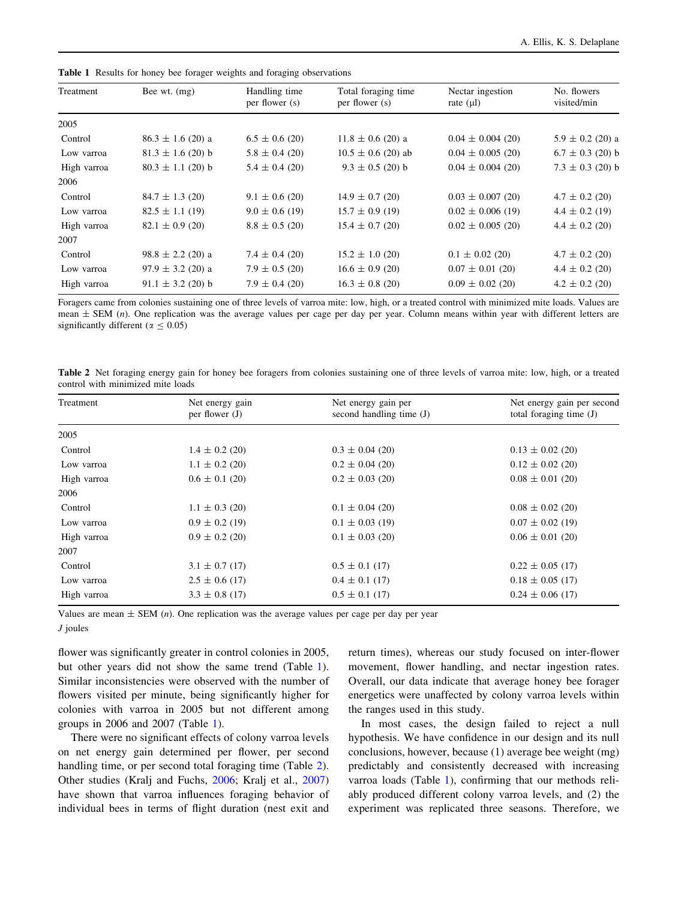**Table 1** Results for honey bee forager weights and foraging observations

| Treatment | Bee wt. (mg) | Handling time per flower (s) | Total foraging time per flower (s) | Nectar ingestion rate (μl) | No. flowers visited/min |
|---|---|---|---|---|---|
| 2005 | | | | | |
| Control | 86.3 ± 1.6 (20) a | 6.5 ± 0.6 (20) | 11.8 ± 0.6 (20) a | 0.04 ± 0.004 (20) | 5.9 ± 0.2 (20) a |
| Low varroa | 81.3 ± 1.6 (20) b | 5.8 ± 0.4 (20) | 10.5 ± 0.6 (20) ab | 0.04 ± 0.005 (20) | 6.7 ± 0.3 (20) b |
| High varroa | 80.3 ± 1.1 (20) b | 5.4 ± 0.4 (20) | 9.3 ± 0.5 (20) b | 0.04 ± 0.004 (20) | 7.3 ± 0.3 (20) b |
| 2006 | | | | | |
| Control | 84.7 ± 1.3 (20) | 9.1 ± 0.6 (20) | 14.9 ± 0.7 (20) | 0.03 ± 0.007 (20) | 4.7 ± 0.2 (20) |
| Low varroa | 82.5 ± 1.1 (19) | 9.0 ± 0.6 (19) | 15.7 ± 0.9 (19) | 0.02 ± 0.006 (19) | 4.4 ± 0.2 (19) |
| High varroa | 82.1 ± 0.9 (20) | 8.8 ± 0.5 (20) | 15.4 ± 0.7 (20) | 0.02 ± 0.005 (20) | 4.4 ± 0.2 (20) |
| 2007 | | | | | |
| Control | 98.8 ± 2.2 (20) a | 7.4 ± 0.4 (20) | 15.2 ± 1.0 (20) | 0.1 ± 0.02 (20) | 4.7 ± 0.2 (20) |
| Low varroa | 97.9 ± 3.2 (20) a | 7.9 ± 0.5 (20) | 16.6 ± 0.9 (20) | 0.07 ± 0.01 (20) | 4.4 ± 0.2 (20) |
| High varroa | 91.1 ± 3.2 (20) b | 7.9 ± 0.4 (20) | 16.3 ± 0.8 (20) | 0.09 ± 0.02 (20) | 4.2 ± 0.2 (20) |

Foragers came from colonies sustaining one of three levels of varroa mite: low, high, or a treated control with minimized mite loads. Values are mean ± SEM (*n*). One replication was the average values per cage per day per year. Column means within year with different letters are significantly different ($\alpha \leq 0.05$)

**Table 2** Net foraging energy gain for honey bee foragers from colonies sustaining one of three levels of varroa mite: low, high, or a treated control with minimized mite loads

| Treatment | Net energy gain per flower (J) | Net energy gain per second handling time (J) | Net energy gain per second total foraging time (J) |
|---|---|---|---|
| 2005 | | | |
| Control | 1.4 ± 0.2 (20) | 0.3 ± 0.04 (20) | 0.13 ± 0.02 (20) |
| Low varroa | 1.1 ± 0.2 (20) | 0.2 ± 0.04 (20) | 0.12 ± 0.02 (20) |
| High varroa | 0.6 ± 0.1 (20) | 0.2 ± 0.03 (20) | 0.08 ± 0.01 (20) |
| 2006 | | | |
| Control | 1.1 ± 0.3 (20) | 0.1 ± 0.04 (20) | 0.08 ± 0.02 (20) |
| Low varroa | 0.9 ± 0.2 (19) | 0.1 ± 0.03 (19) | 0.07 ± 0.02 (19) |
| High varroa | 0.9 ± 0.2 (20) | 0.1 ± 0.03 (20) | 0.06 ± 0.01 (20) |
| 2007 | | | |
| Control | 3.1 ± 0.7 (17) | 0.5 ± 0.1 (17) | 0.22 ± 0.05 (17) |
| Low varroa | 2.5 ± 0.6 (17) | 0.4 ± 0.1 (17) | 0.18 ± 0.05 (17) |
| High varroa | 3.3 ± 0.8 (17) | 0.5 ± 0.1 (17) | 0.24 ± 0.06 (17) |

Values are mean ± SEM (*n*). One replication was the average values per cage per day per year

*J* joules

flower was significantly greater in control colonies in 2005, but other years did not show the same trend (Table 1). Similar inconsistencies were observed with the number of flowers visited per minute, being significantly higher for colonies with varroa in 2005 but not different among groups in 2006 and 2007 (Table 1).

There were no significant effects of colony varroa levels on net energy gain determined per flower, per second handling time, or per second total foraging time (Table 2). Other studies (Kralj and Fuchs, 2006; Kralj et al., 2007) have shown that varroa influences foraging behavior of individual bees in terms of flight duration (nest exit and return times), whereas our study focused on inter-flower movement, flower handling, and nectar ingestion rates. Overall, our data indicate that average honey bee forager energetics were unaffected by colony varroa levels within the ranges used in this study.

In most cases, the design failed to reject a null hypothesis. We have confidence in our design and its null conclusions, however, because (1) average bee weight (mg) predictably and consistently decreased with increasing varroa loads (Table 1), confirming that our methods reliably produced different colony varroa levels, and (2) the experiment was replicated three seasons. Therefore, we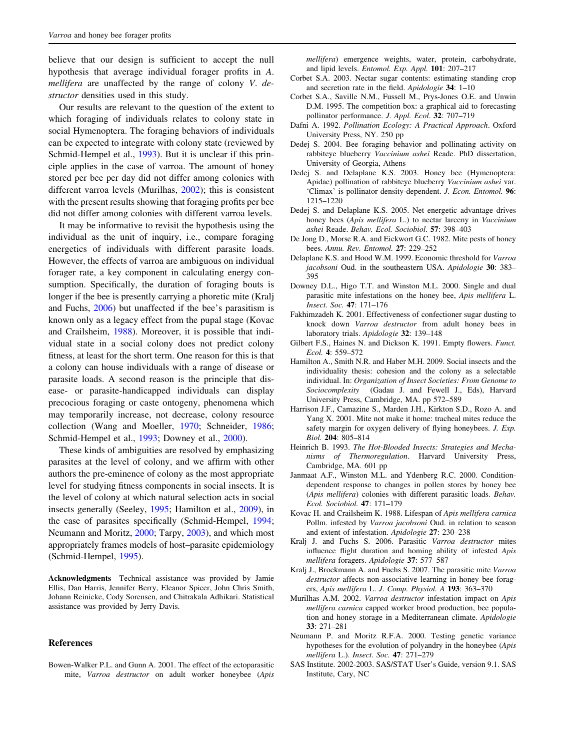believe that our design is sufficient to accept the null hypothesis that average individual forager profits in *A. mellifera* are unaffected by the range of colony *V. destructor* densities used in this study.

Our results are relevant to the question of the extent to which foraging of individuals relates to colony state in social Hymenoptera. The foraging behaviors of individuals can be expected to integrate with colony state (reviewed by Schmid-Hempel et al., 1993). But it is unclear if this principle applies in the case of varroa. The amount of honey stored per bee per day did not differ among colonies with different varroa levels (Murilhas, 2002); this is consistent with the present results showing that foraging profits per bee did not differ among colonies with different varroa levels.

It may be informative to revisit the hypothesis using the individual as the unit of inquiry, i.e., compare foraging energetics of individuals with different parasite loads. However, the effects of varroa are ambiguous on individual forager rate, a key component in calculating energy consumption. Specifically, the duration of foraging bouts is longer if the bee is presently carrying a phoretic mite (Kralj and Fuchs, 2006) but unaffected if the bee's parasitism is known only as a legacy effect from the pupal stage (Kovac and Crailsheim, 1988). Moreover, it is possible that individual state in a social colony does not predict colony fitness, at least for the short term. One reason for this is that a colony can house individuals with a range of disease or parasite loads. A second reason is the principle that disease- or parasite-handicapped individuals can display precocious foraging or caste ontogeny, phenomena which may temporarily increase, not decrease, colony resource collection (Wang and Moeller, 1970; Schneider, 1986; Schmid-Hempel et al., 1993; Downey et al., 2000).

These kinds of ambiguities are resolved by emphasizing parasites at the level of colony, and we affirm with other authors the pre-eminence of colony as the most appropriate level for studying fitness components in social insects. It is the level of colony at which natural selection acts in social insects generally (Seeley, 1995; Hamilton et al., 2009), in the case of parasites specifically (Schmid-Hempel, 1994; Neumann and Moritz, 2000; Tarpy, 2003), and which most appropriately frames models of host–parasite epidemiology (Schmid-Hempel, 1995).

**Acknowledgments** Technical assistance was provided by Jamie Ellis, Dan Harris, Jennifer Berry, Eleanor Spicer, John Chris Smith, Johann Reinicke, Cody Sorensen, and Chitrakala Adhikari. Statistical assistance was provided by Jerry Davis.

## References

Bowen-Walker P.L. and Gunn A. 2001. The effect of the ectoparasitic mite, *Varroa destructor* on adult worker honeybee (*Apis mellifera*) emergence weights, water, protein, carbohydrate, and lipid levels. *Entomol. Exp. Appl.* **101**: 207–217

Corbet S.A. 2003. Nectar sugar contents: estimating standing crop and secretion rate in the field. *Apidologie* **34**: 1–10

Corbet S.A., Saville N.M., Fussell M., Prys-Jones O.E. and Unwin D.M. 1995. The competition box: a graphical aid to forecasting pollinator performance. *J. Appl. Ecol.* **32**: 707–719

Dafni A. 1992. *Pollination Ecology: A Practical Approach*. Oxford University Press, NY. 250 pp

Dedej S. 2004. Bee foraging behavior and pollinating activity on rabbiteye blueberry *Vaccinium ashei* Reade. PhD dissertation, University of Georgia, Athens

Dedej S. and Delaplane K.S. 2003. Honey bee (Hymenoptera: Apidae) pollination of rabbiteye blueberry *Vaccinium ashei* var. 'Climax' is pollinator density-dependent. *J. Econ. Entomol.* **96**: 1215–1220

Dedej S. and Delaplane K.S. 2005. Net energetic advantage drives honey bees (*Apis mellifera* L.) to nectar larceny in *Vaccinium ashei* Reade. *Behav. Ecol. Sociobiol.* **57**: 398–403

De Jong D., Morse R.A. and Eickwort G.C. 1982. Mite pests of honey bees. *Annu. Rev. Entomol.* **27**: 229–252

Delaplane K.S. and Hood W.M. 1999. Economic threshold for *Varroa jacobsoni* Oud. in the southeastern USA. *Apidologie* **30**: 383–395

Downey D.L., Higo T.T. and Winston M.L. 2000. Single and dual parasitic mite infestations on the honey bee, *Apis mellifera* L. *Insect. Soc.* **47**: 171–176

Fakhimzadeh K. 2001. Effectiveness of confectioner sugar dusting to knock down *Varroa destructor* from adult honey bees in laboratory trials. *Apidologie* **32**: 139–148

Gilbert F.S., Haines N. and Dickson K. 1991. Empty flowers. *Funct. Ecol.* **4**: 559–572

Hamilton A., Smith N.R. and Haber M.H. 2009. Social insects and the individuality thesis: cohesion and the colony as a selectable individual. In: *Organization of Insect Societies: From Genome to Sociocomplexity* (Gadau J. and Fewell J., Eds), Harvard University Press, Cambridge, MA. pp 572–589

Harrison J.F., Camazine S., Marden J.H., Kirkton S.D., Rozo A. and Yang X. 2001. Mite not make it home: tracheal mites reduce the safety margin for oxygen delivery of flying honeybees. *J. Exp. Biol.* **204**: 805–814

Heinrich B. 1993. *The Hot-Blooded Insects: Strategies and Mechanisms of Thermoregulation*. Harvard University Press, Cambridge, MA. 601 pp

Janmaat A.F., Winston M.L. and Ydenberg R.C. 2000. Condition-dependent response to changes in pollen stores by honey bee (*Apis mellifera*) colonies with different parasitic loads. *Behav. Ecol. Sociobiol.* **47**: 171–179

Kovac H. and Crailsheim K. 1988. Lifespan of *Apis mellifera carnica* Pollm. infested by *Varroa jacobsoni* Oud. in relation to season and extent of infestation. *Apidologie* **27**: 230–238

Kralj J. and Fuchs S. 2006. Parasitic *Varroa destructor* mites influence flight duration and homing ability of infested *Apis mellifera* foragers. *Apidologie* **37**: 577–587

Kralj J., Brockmann A. and Fuchs S. 2007. The parasitic mite *Varroa destructor* affects non-associative learning in honey bee foragers, *Apis mellifera* L. *J. Comp. Physiol. A* **193**: 363–370

Murilhas A.M. 2002. *Varroa destructor* infestation impact on *Apis mellifera carnica* capped worker brood production, bee population and honey storage in a Mediterranean climate. *Apidologie* **33**: 271–281

Neumann P. and Moritz R.F.A. 2000. Testing genetic variance hypotheses for the evolution of polyandry in the honeybee (*Apis mellifera* L.). *Insect. Soc.* **47**: 271–279

SAS Institute. 2002-2003. SAS/STAT User's Guide, version 9.1. SAS Institute, Cary, NC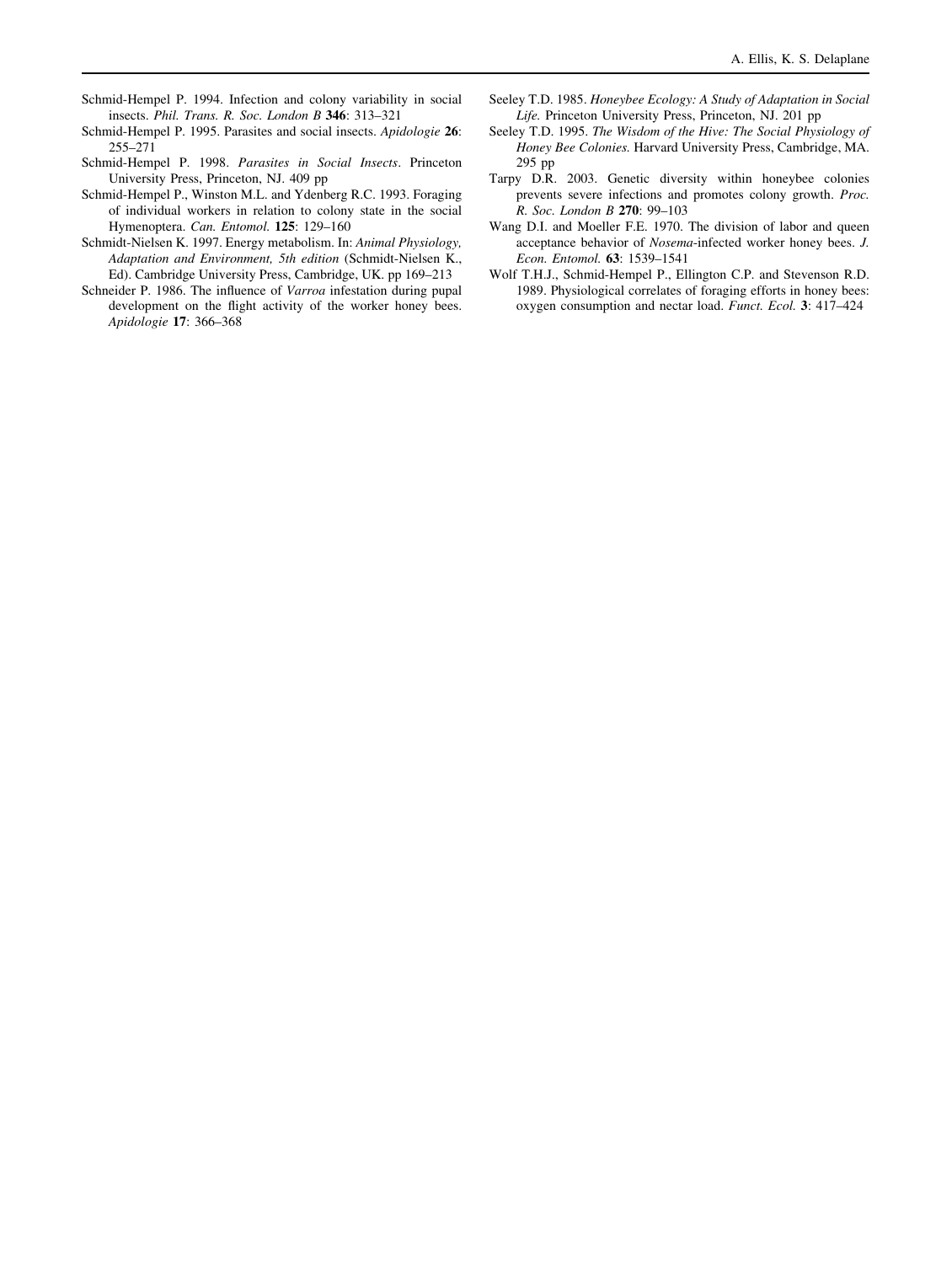Schmid-Hempel P. 1994. Infection and colony variability in social insects. *Phil. Trans. R. Soc. London B* **346**: 313–321

Schmid-Hempel P. 1995. Parasites and social insects. *Apidologie* **26**: 255–271

Schmid-Hempel P. 1998. *Parasites in Social Insects*. Princeton University Press, Princeton, NJ. 409 pp

Schmid-Hempel P., Winston M.L. and Ydenberg R.C. 1993. Foraging of individual workers in relation to colony state in the social Hymenoptera. *Can. Entomol.* **125**: 129–160

Schmidt-Nielsen K. 1997. Energy metabolism. In: *Animal Physiology, Adaptation and Environment, 5th edition* (Schmidt-Nielsen K., Ed). Cambridge University Press, Cambridge, UK. pp 169–213

Schneider P. 1986. The influence of *Varroa* infestation during pupal development on the flight activity of the worker honey bees. *Apidologie* **17**: 366–368

Seeley T.D. 1985. *Honeybee Ecology: A Study of Adaptation in Social Life.* Princeton University Press, Princeton, NJ. 201 pp

Seeley T.D. 1995. *The Wisdom of the Hive: The Social Physiology of Honey Bee Colonies.* Harvard University Press, Cambridge, MA. 295 pp

Tarpy D.R. 2003. Genetic diversity within honeybee colonies prevents severe infections and promotes colony growth. *Proc. R. Soc. London B* **270**: 99–103

Wang D.I. and Moeller F.E. 1970. The division of labor and queen acceptance behavior of *Nosema*-infected worker honey bees. *J. Econ. Entomol.* **63**: 1539–1541

Wolf T.H.J., Schmid-Hempel P., Ellington C.P. and Stevenson R.D. 1989. Physiological correlates of foraging efforts in honey bees: oxygen consumption and nectar load. *Funct. Ecol.* **3**: 417–424